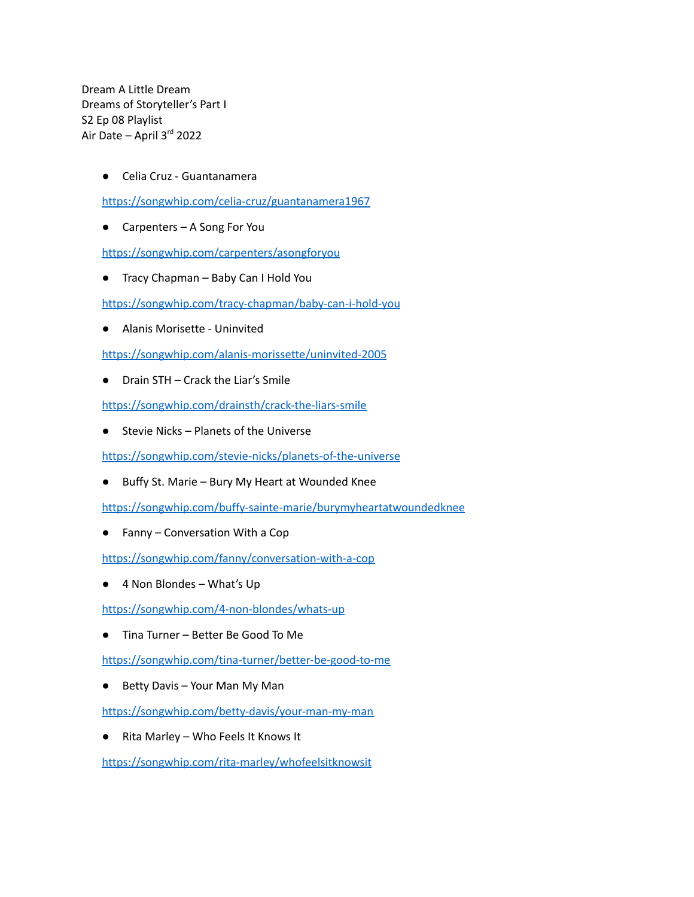Dream A Little Dream
Dreams of Storyteller's Part I
S2 Ep 08 Playlist
Air Date – April 3rd 2022

- Celia Cruz - Guantanamera

https://songwhip.com/celia-cruz/guantanamera1967

- Carpenters – A Song For You

https://songwhip.com/carpenters/asongforyou

- Tracy Chapman – Baby Can I Hold You

https://songwhip.com/tracy-chapman/baby-can-i-hold-you

- Alanis Morisette - Uninvited

https://songwhip.com/alanis-morissette/uninvited-2005

- Drain STH – Crack the Liar's Smile

https://songwhip.com/drainsth/crack-the-liars-smile

- Stevie Nicks – Planets of the Universe

https://songwhip.com/stevie-nicks/planets-of-the-universe

- Buffy St. Marie – Bury My Heart at Wounded Knee

https://songwhip.com/buffy-sainte-marie/burymyheartatwoundedknee

- Fanny – Conversation With a Cop

https://songwhip.com/fanny/conversation-with-a-cop

- 4 Non Blondes – What's Up

https://songwhip.com/4-non-blondes/whats-up

- Tina Turner – Better Be Good To Me

https://songwhip.com/tina-turner/better-be-good-to-me

- Betty Davis – Your Man My Man

https://songwhip.com/betty-davis/your-man-my-man

- Rita Marley – Who Feels It Knows It

https://songwhip.com/rita-marley/whofeelsitknowsit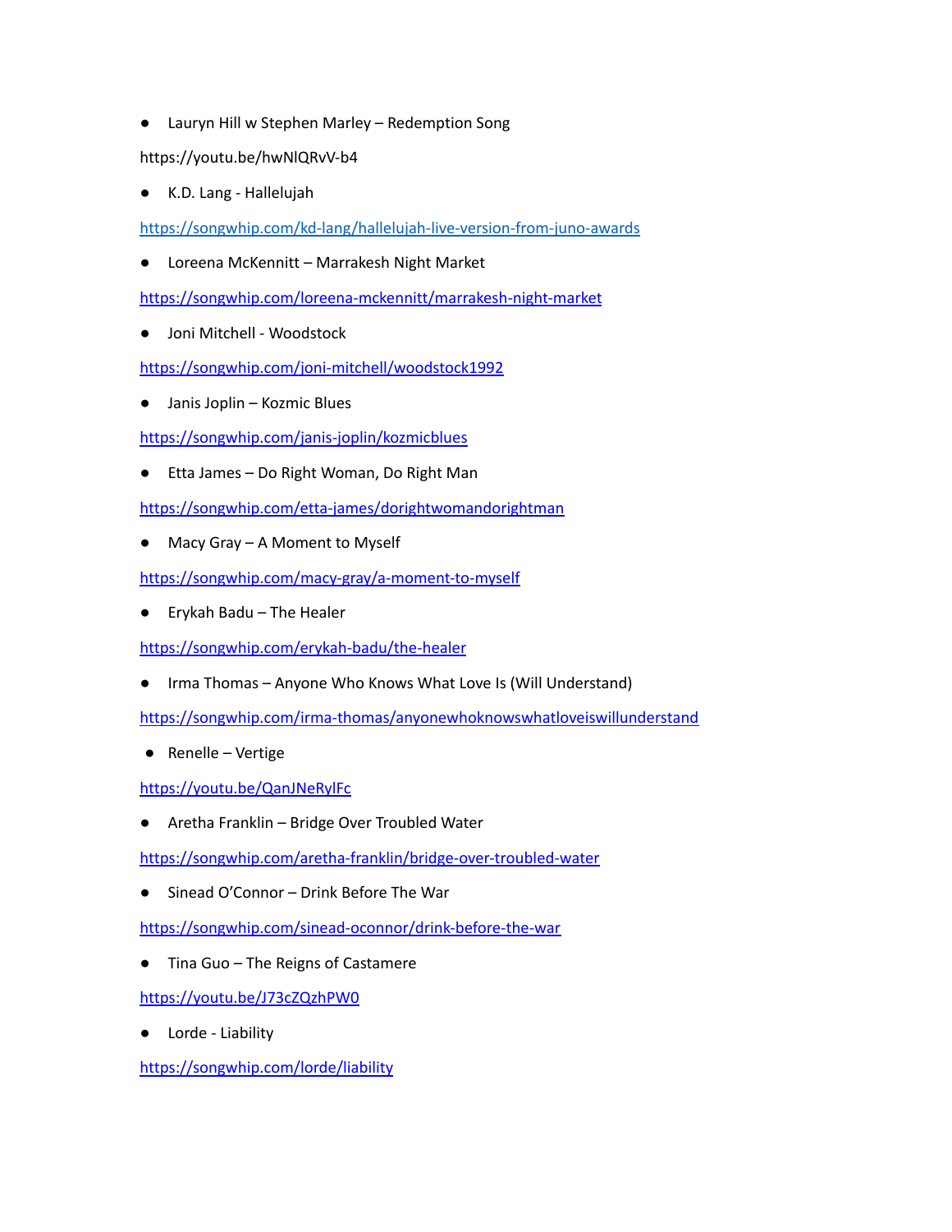- Lauryn Hill w Stephen Marley – Redemption Song

https://youtu.be/hwNlQRvV-b4

- K.D. Lang - Hallelujah

https://songwhip.com/kd-lang/hallelujah-live-version-from-juno-awards

- Loreena McKennitt – Marrakesh Night Market

https://songwhip.com/loreena-mckennitt/marrakesh-night-market

- Joni Mitchell - Woodstock

https://songwhip.com/joni-mitchell/woodstock1992

- Janis Joplin – Kozmic Blues

https://songwhip.com/janis-joplin/kozmicblues

- Etta James – Do Right Woman, Do Right Man

https://songwhip.com/etta-james/dorightwomandorightman

- Macy Gray – A Moment to Myself

https://songwhip.com/macy-gray/a-moment-to-myself

- Erykah Badu – The Healer

https://songwhip.com/erykah-badu/the-healer

- Irma Thomas – Anyone Who Knows What Love Is (Will Understand)

https://songwhip.com/irma-thomas/anyonewhoknowswhatloveiswillunderstand

- Renelle – Vertige

https://youtu.be/QanJNeRylFc

- Aretha Franklin – Bridge Over Troubled Water

https://songwhip.com/aretha-franklin/bridge-over-troubled-water

- Sinead O'Connor – Drink Before The War

https://songwhip.com/sinead-oconnor/drink-before-the-war

- Tina Guo – The Reigns of Castamere

https://youtu.be/J73cZQzhPW0

- Lorde - Liability

https://songwhip.com/lorde/liability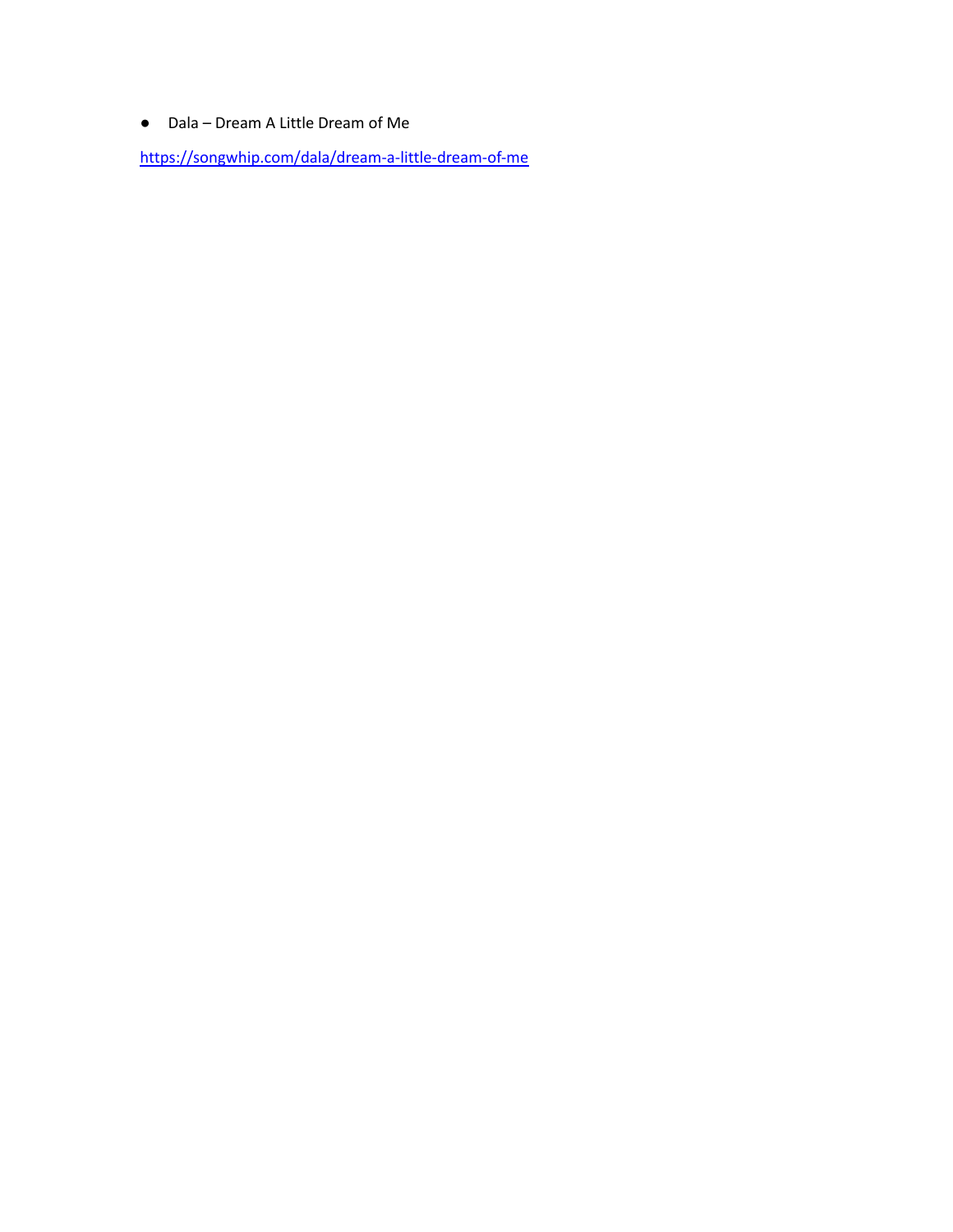- Dala – Dream A Little Dream of Me

[https://songwhip.com/dala/dream-a-little-dream-of-me](https://songwhip.com/dala/dream-a-little-dream-of-me)